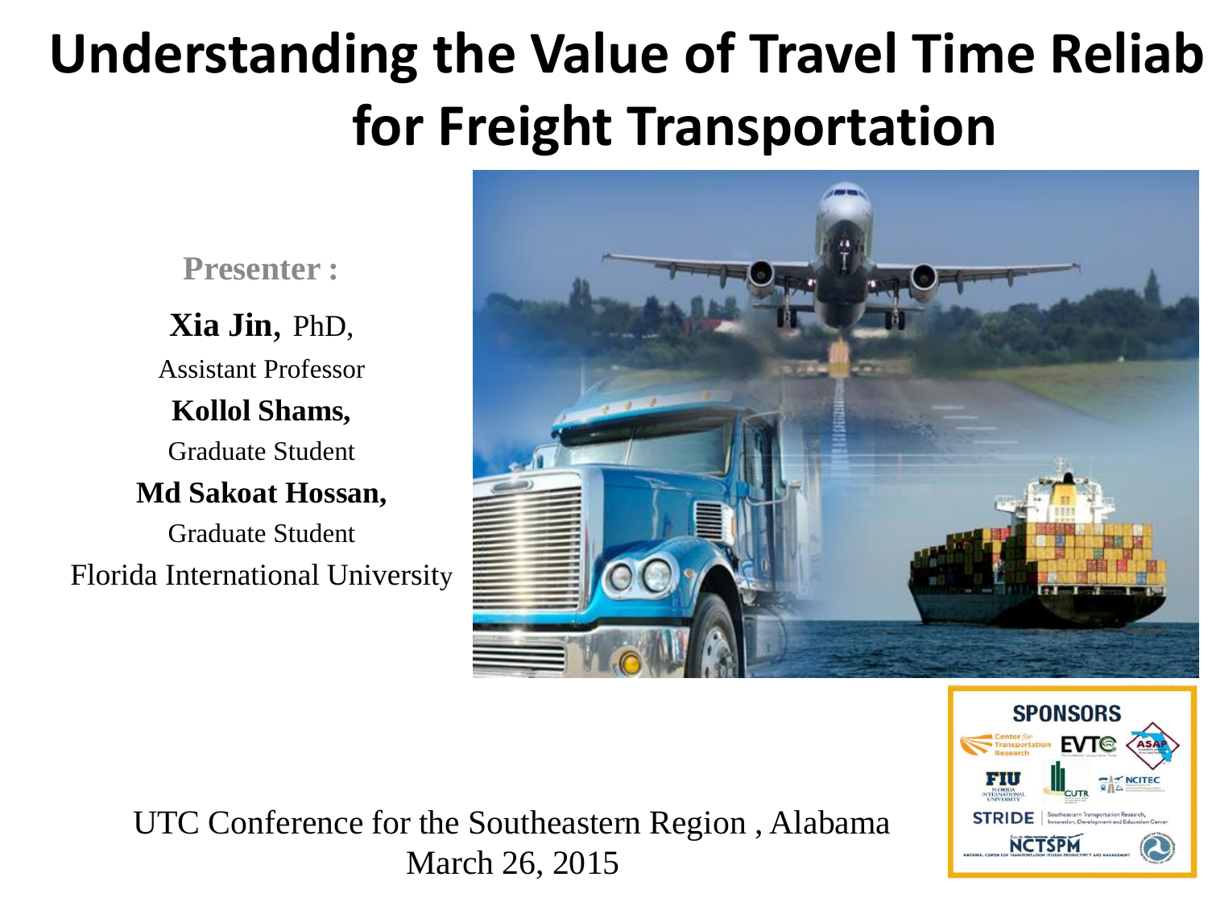# Understanding the Value of Travel Time Reliab for Freight Transportation

**Presenter :**

**Xia Jin,** PhD,

Assistant Professor

**Kollol Shams,**

Graduate Student

**Md Sakoat Hossan,**

Graduate Student

Florida International University

UTC Conference for the Southeastern Region , Alabama
March 26, 2015

**SPONSORS**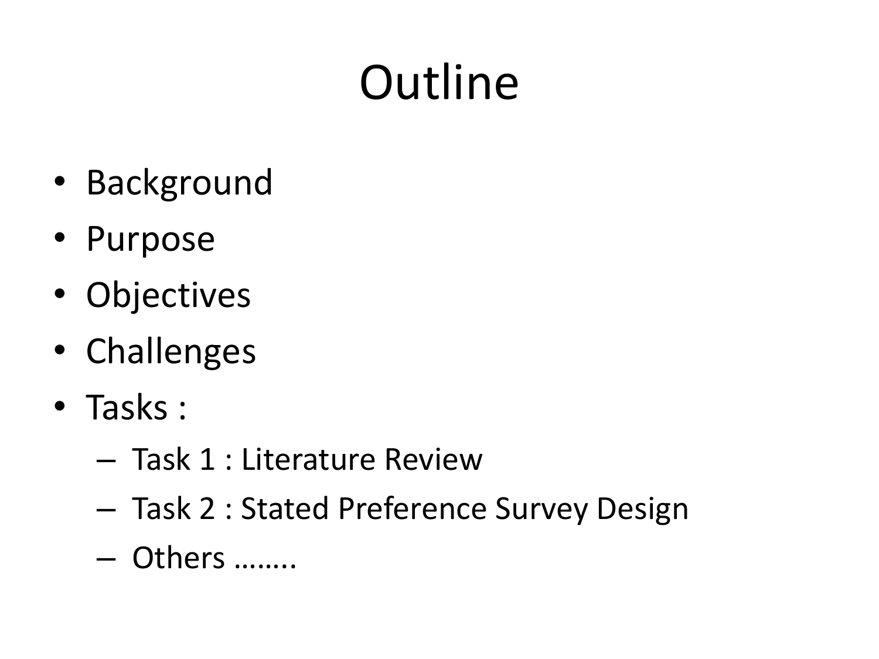# Outline

- Background
- Purpose
- Objectives
- Challenges
- Tasks :
  - Task 1 : Literature Review
  - Task 2 : Stated Preference Survey Design
  - Others ……..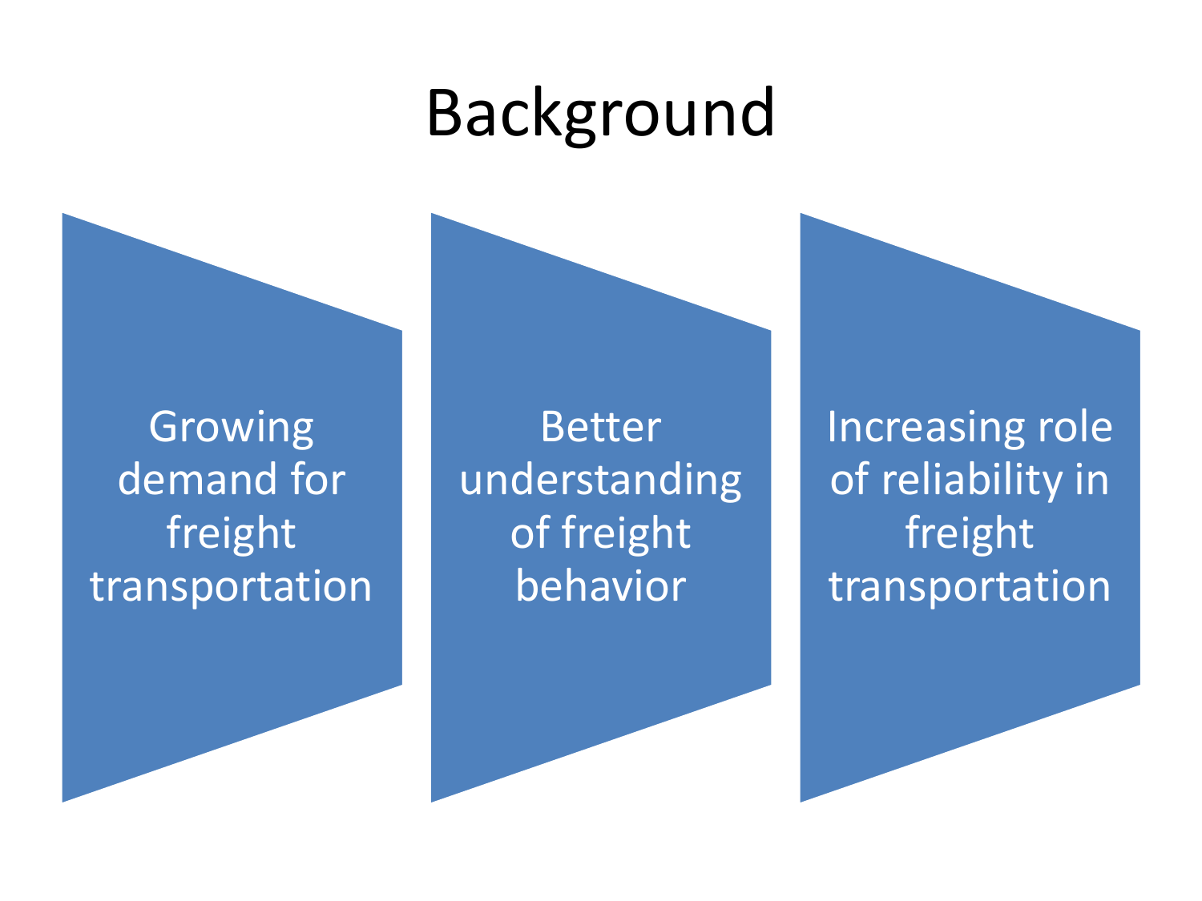# Background

- Growing demand for freight transportation
- Better understanding of freight behavior
- Increasing role of reliability in freight transportation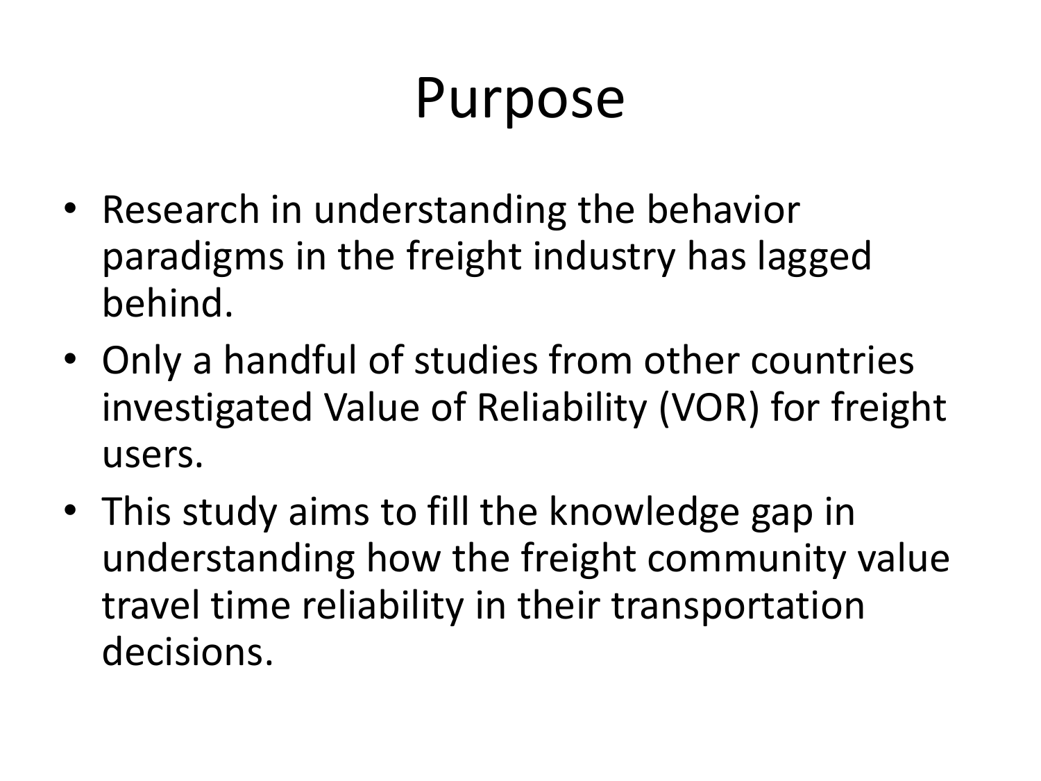# Purpose

- Research in understanding the behavior paradigms in the freight industry has lagged behind.
- Only a handful of studies from other countries investigated Value of Reliability (VOR) for freight users.
- This study aims to fill the knowledge gap in understanding how the freight community value travel time reliability in their transportation decisions.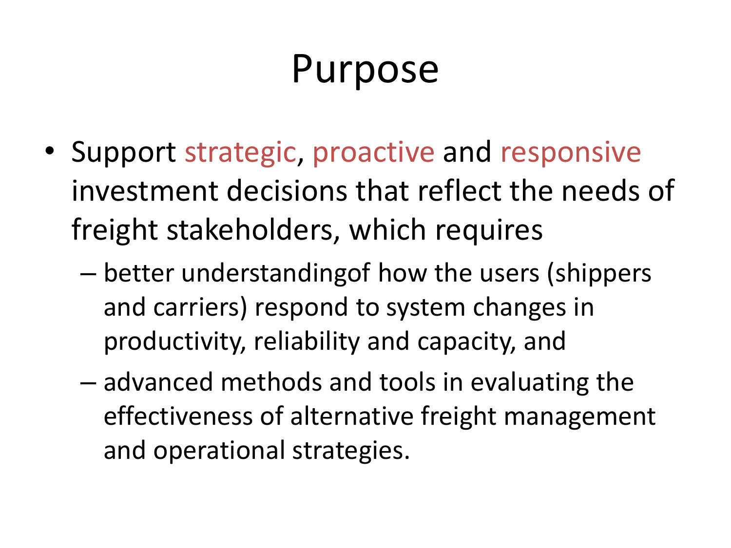# Purpose

- Support strategic, proactive and responsive investment decisions that reflect the needs of freight stakeholders, which requires
  - better understandingof how the users (shippers and carriers) respond to system changes in productivity, reliability and capacity, and
  - advanced methods and tools in evaluating the effectiveness of alternative freight management and operational strategies.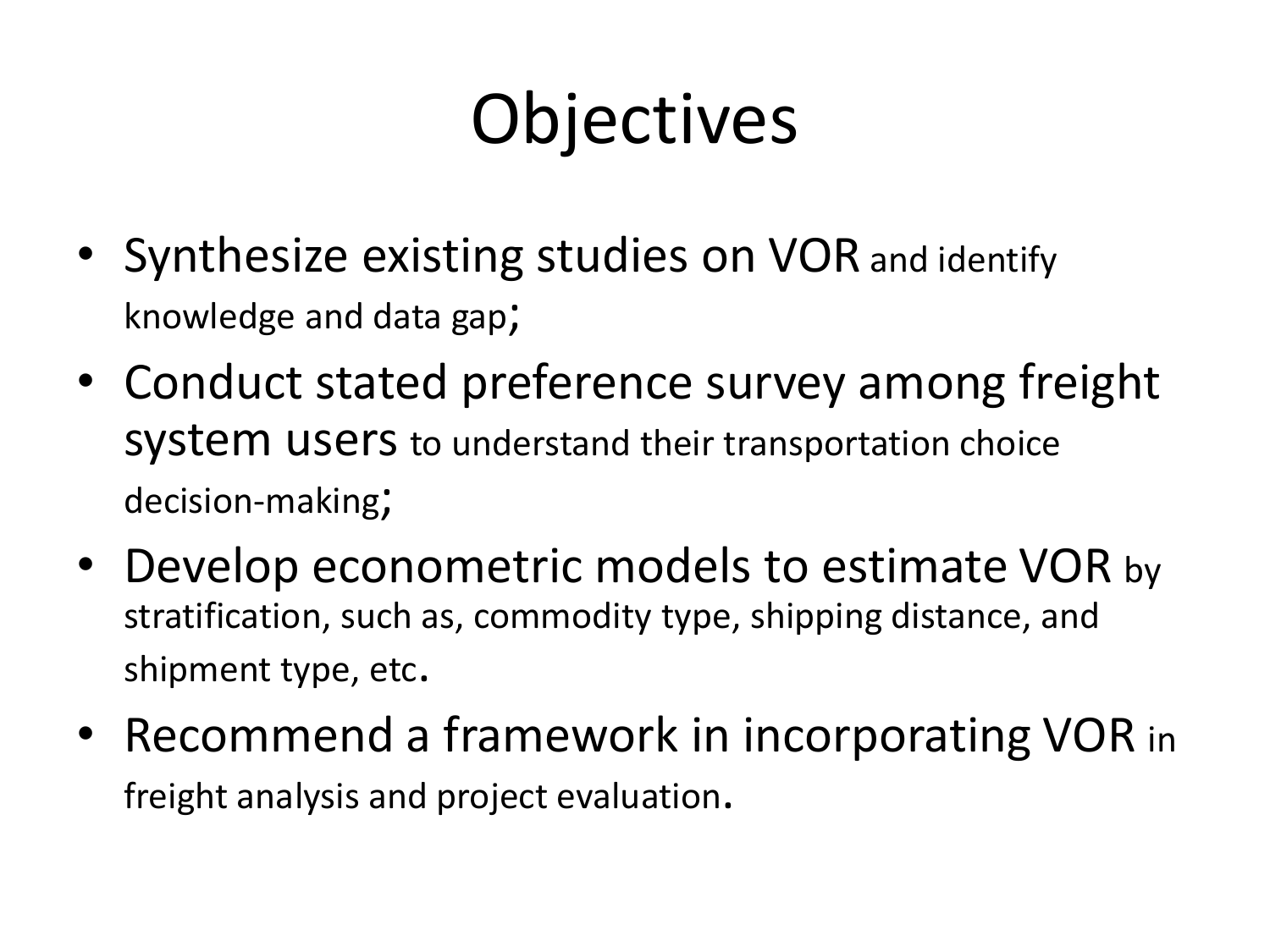# Objectives

- Synthesize existing studies on VOR and identify knowledge and data gap;
- Conduct stated preference survey among freight system users to understand their transportation choice decision-making;
- Develop econometric models to estimate VOR by stratification, such as, commodity type, shipping distance, and shipment type, etc.
- Recommend a framework in incorporating VOR in freight analysis and project evaluation.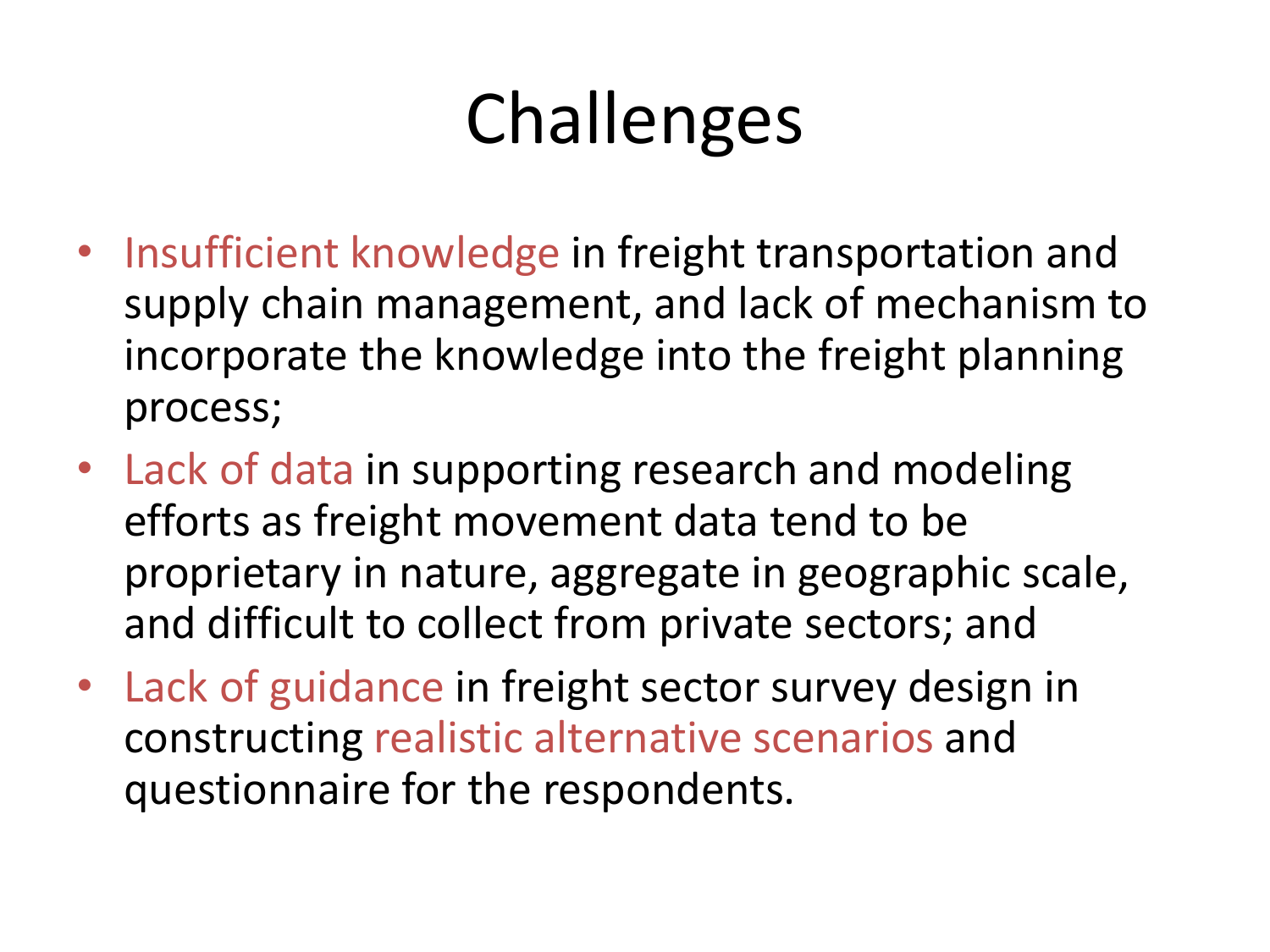# Challenges

- Insufficient knowledge in freight transportation and supply chain management, and lack of mechanism to incorporate the knowledge into the freight planning process;
- Lack of data in supporting research and modeling efforts as freight movement data tend to be proprietary in nature, aggregate in geographic scale, and difficult to collect from private sectors; and
- Lack of guidance in freight sector survey design in constructing realistic alternative scenarios and questionnaire for the respondents.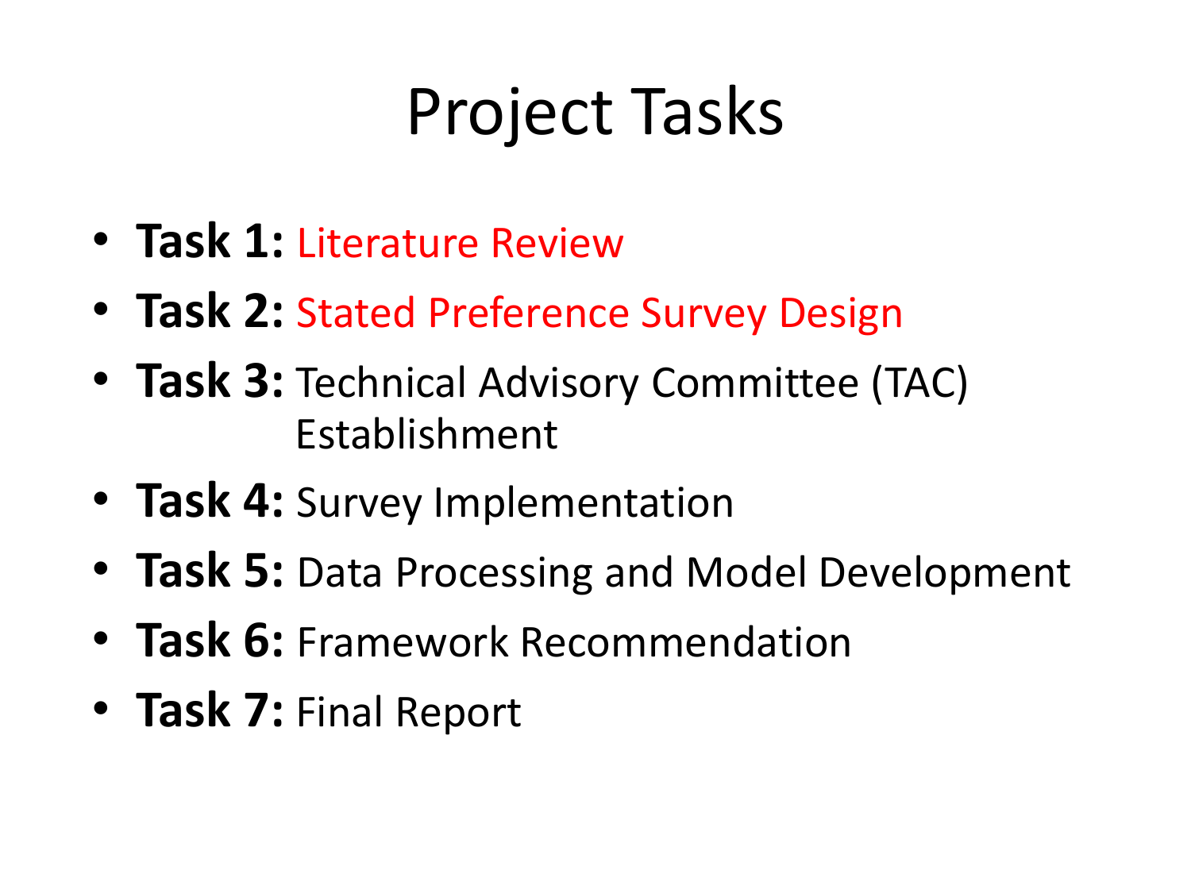# Project Tasks

- **Task 1:** Literature Review
- **Task 2:** Stated Preference Survey Design
- **Task 3:** Technical Advisory Committee (TAC) Establishment
- **Task 4:** Survey Implementation
- **Task 5:** Data Processing and Model Development
- **Task 6:** Framework Recommendation
- **Task 7:** Final Report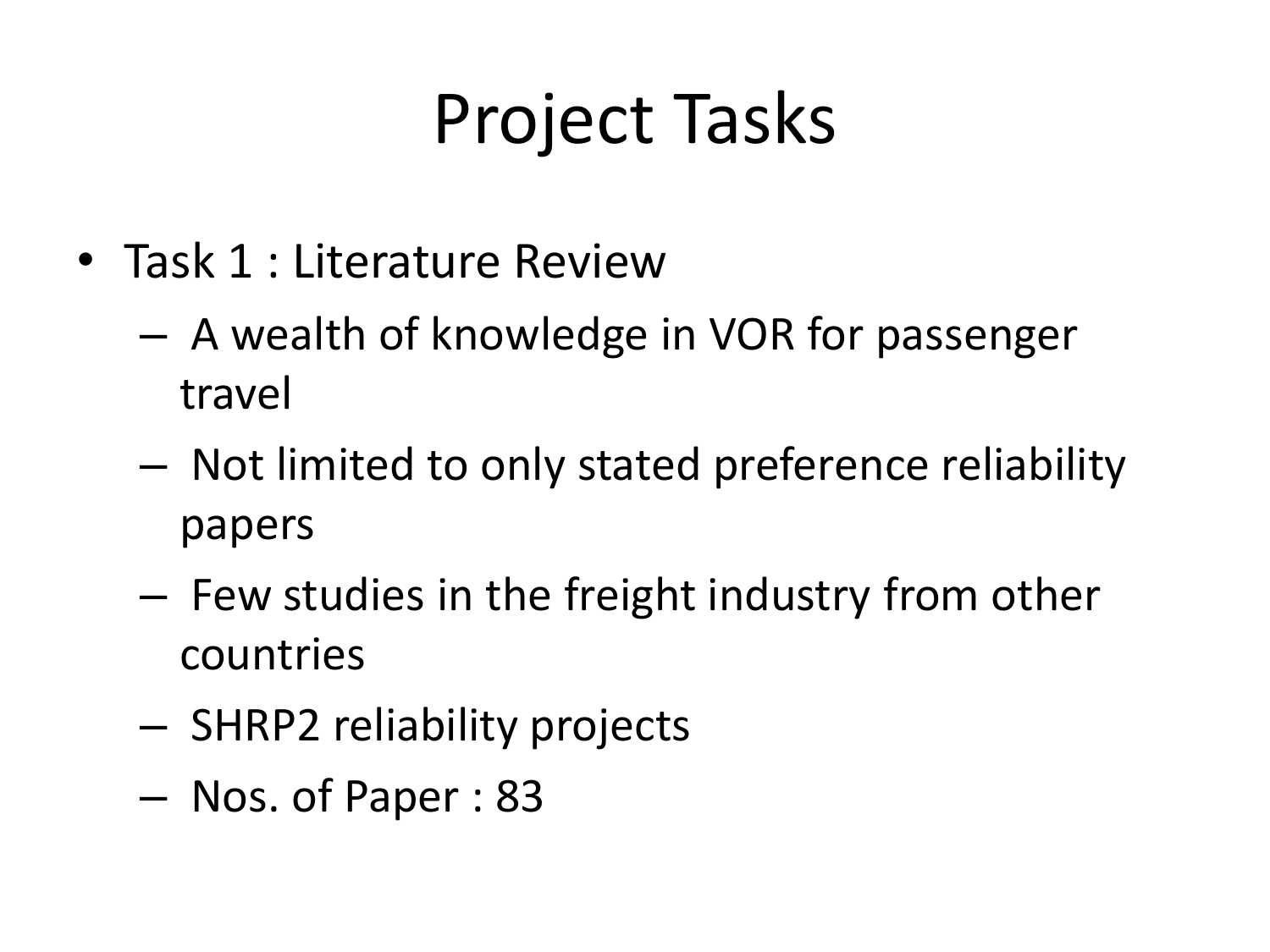# Project Tasks

- Task 1 : Literature Review
  - A wealth of knowledge in VOR for passenger travel
  - Not limited to only stated preference reliability papers
  - Few studies in the freight industry from other countries
  - SHRP2 reliability projects
  - Nos. of Paper : 83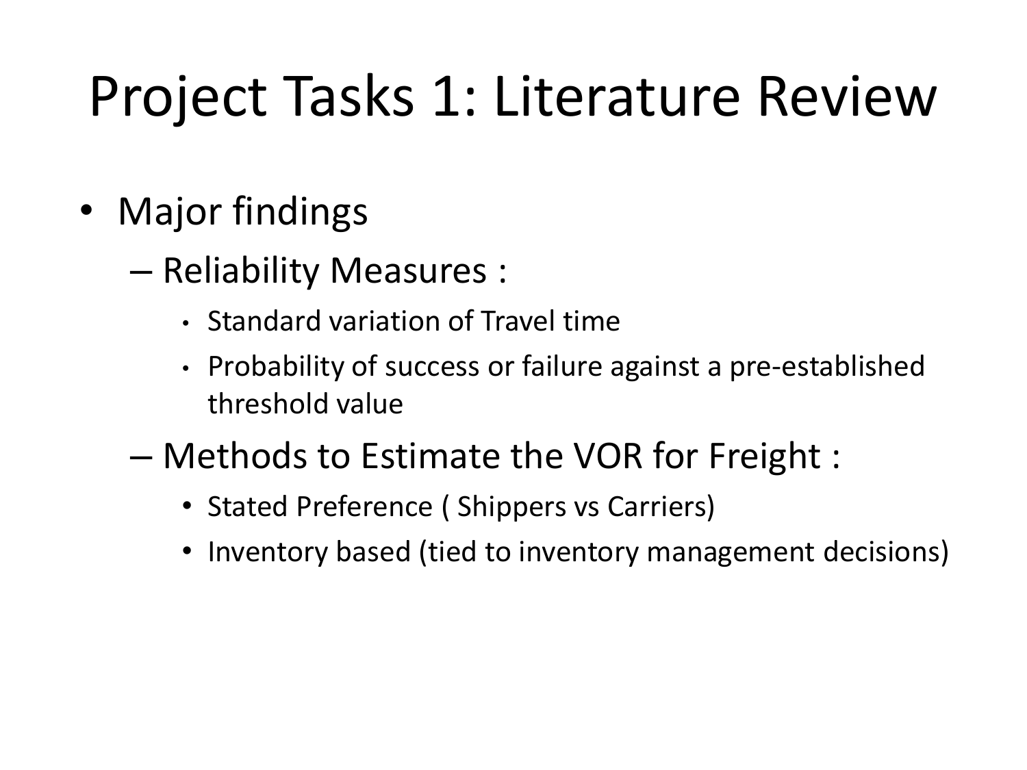# Project Tasks 1: Literature Review

- Major findings
  - Reliability Measures :
    - Standard variation of Travel time
    - Probability of success or failure against a pre-established threshold value
  - Methods to Estimate the VOR for Freight :
    - Stated Preference ( Shippers vs Carriers)
    - Inventory based (tied to inventory management decisions)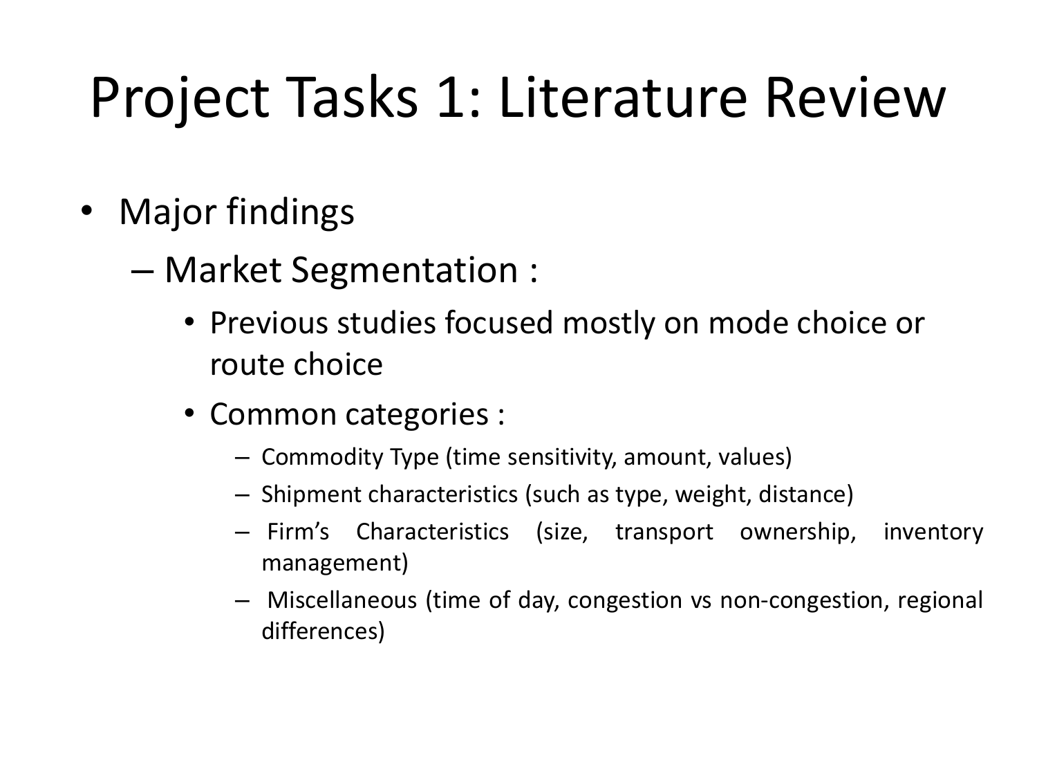# Project Tasks 1: Literature Review

- Major findings
  - Market Segmentation :
    - Previous studies focused mostly on mode choice or route choice
    - Common categories :
      - Commodity Type (time sensitivity, amount, values)
      - Shipment characteristics (such as type, weight, distance)
      - Firm's Characteristics (size, transport ownership, inventory management)
      - Miscellaneous (time of day, congestion vs non-congestion, regional differences)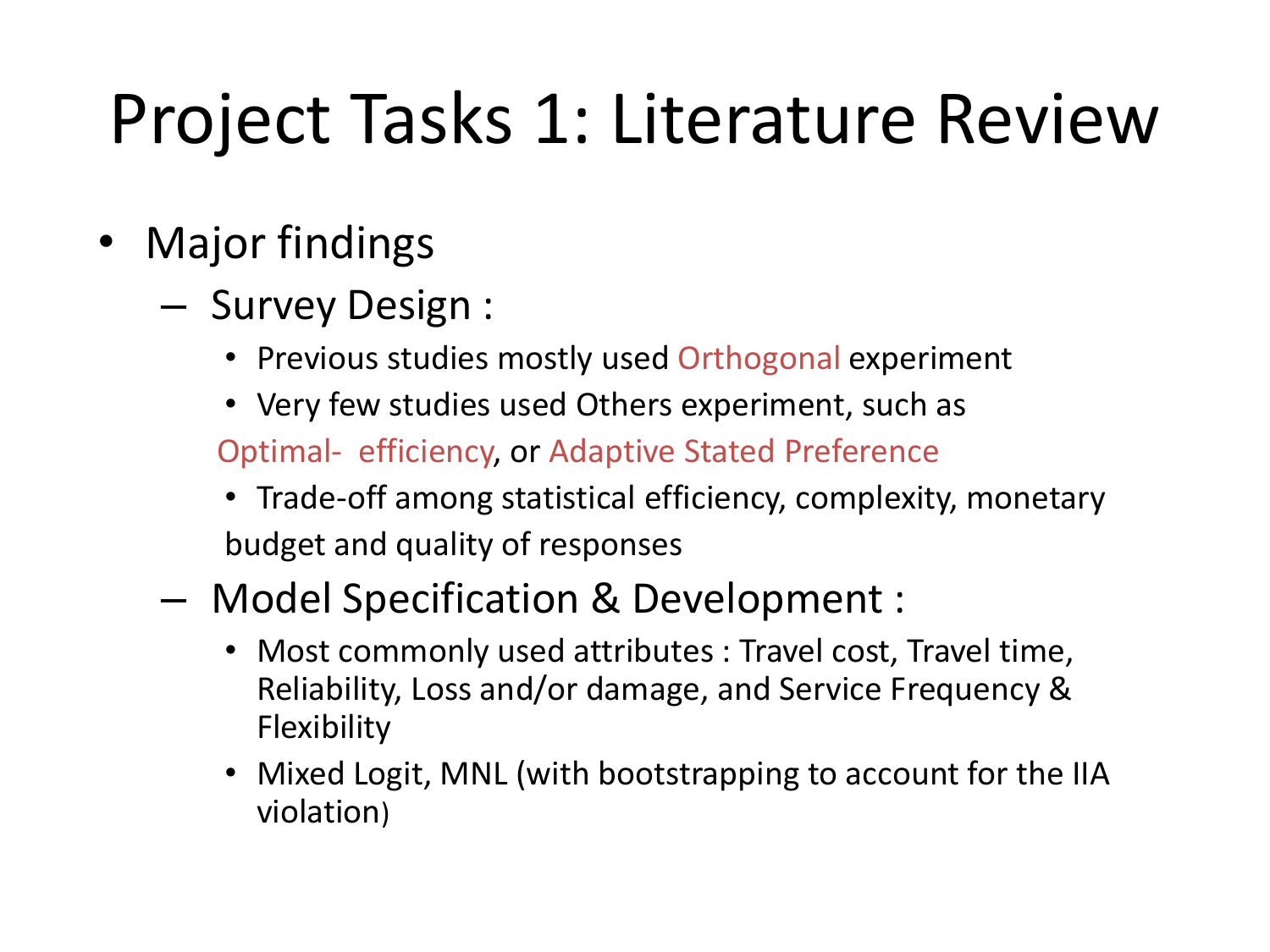# Project Tasks 1: Literature Review

- Major findings
  - Survey Design :
    - Previous studies mostly used Orthogonal experiment
    - Very few studies used Others experiment, such as Optimal- efficiency, or Adaptive Stated Preference
    - Trade-off among statistical efficiency, complexity, monetary budget and quality of responses
  - Model Specification & Development :
    - Most commonly used attributes : Travel cost, Travel time, Reliability, Loss and/or damage, and Service Frequency & Flexibility
    - Mixed Logit, MNL (with bootstrapping to account for the IIA violation)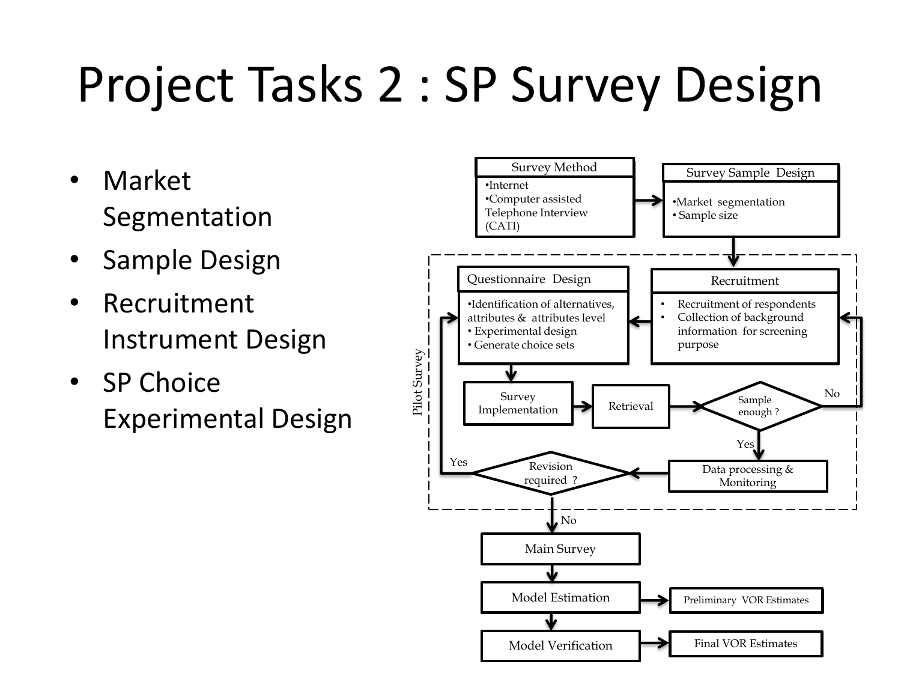# Project Tasks 2 : SP Survey Design

- Market Segmentation
- Sample Design
- Recruitment Instrument Design
- SP Choice Experimental Design

**Survey Method**
- Internet
- Computer assisted Telephone Interview (CATI)

→ **Survey Sample Design**
- Market segmentation
- Sample size

**Pilot Survey**

→ **Recruitment**
- Recruitment of respondents
- Collection of background information for screening purpose

→ **Questionnaire Design**
- Identification of alternatives, attributes & attributes level
- Experimental design
- Generate choice sets

→ Survey Implementation → Retrieval → Sample enough ?
- No → Recruitment
- Yes → Data processing & Monitoring → Revision required ?
  - Yes → Questionnaire Design
  - No → Main Survey

Main Survey → Model Estimation → Preliminary VOR Estimates

Model Estimation → Model Verification → Final VOR Estimates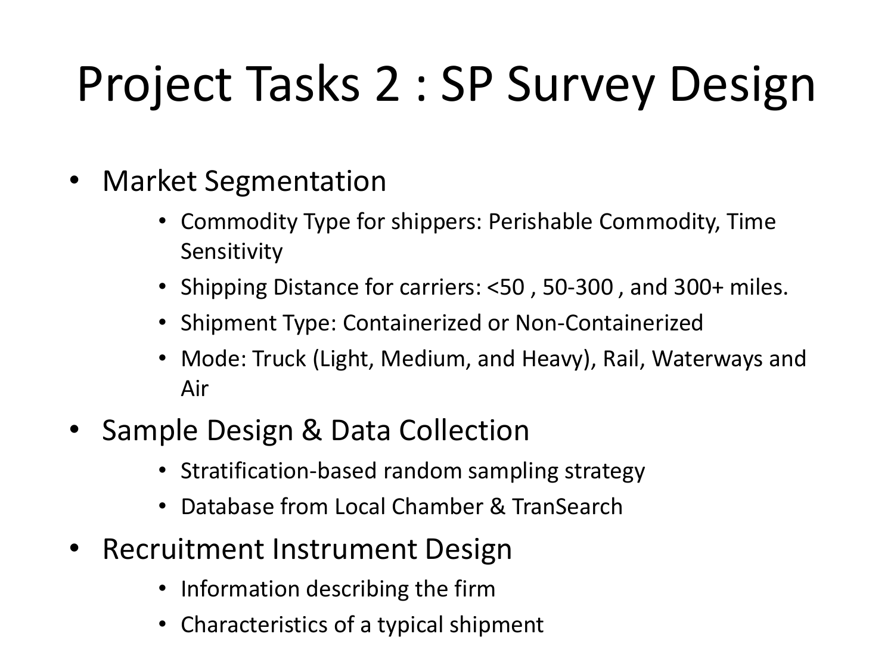# Project Tasks 2 : SP Survey Design

- Market Segmentation
  - Commodity Type for shippers: Perishable Commodity, Time Sensitivity
  - Shipping Distance for carriers: <50 , 50-300 , and 300+ miles.
  - Shipment Type: Containerized or Non-Containerized
  - Mode: Truck (Light, Medium, and Heavy), Rail, Waterways and Air
- Sample Design & Data Collection
  - Stratification-based random sampling strategy
  - Database from Local Chamber & TranSearch
- Recruitment Instrument Design
  - Information describing the firm
  - Characteristics of a typical shipment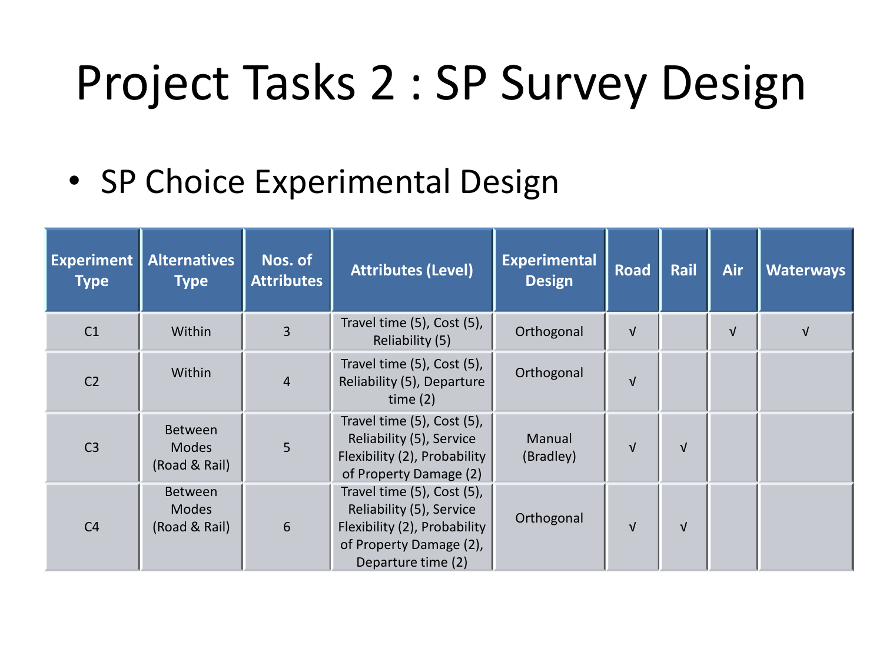# Project Tasks 2 : SP Survey Design

- SP Choice Experimental Design

| Experiment Type | Alternatives Type | Nos. of Attributes | Attributes (Level) | Experimental Design | Road | Rail | Air | Waterways |
|---|---|---|---|---|---|---|---|---|
| C1 | Within | 3 | Travel time (5), Cost (5), Reliability (5) | Orthogonal | √ | | √ | √ |
| C2 | Within | 4 | Travel time (5), Cost (5), Reliability (5), Departure time (2) | Orthogonal | √ | | | |
| C3 | Between Modes (Road & Rail) | 5 | Travel time (5), Cost (5), Reliability (5), Service Flexibility (2), Probability of Property Damage (2) | Manual (Bradley) | √ | √ | | |
| C4 | Between Modes (Road & Rail) | 6 | Travel time (5), Cost (5), Reliability (5), Service Flexibility (2), Probability of Property Damage (2), Departure time (2) | Orthogonal | √ | √ | | |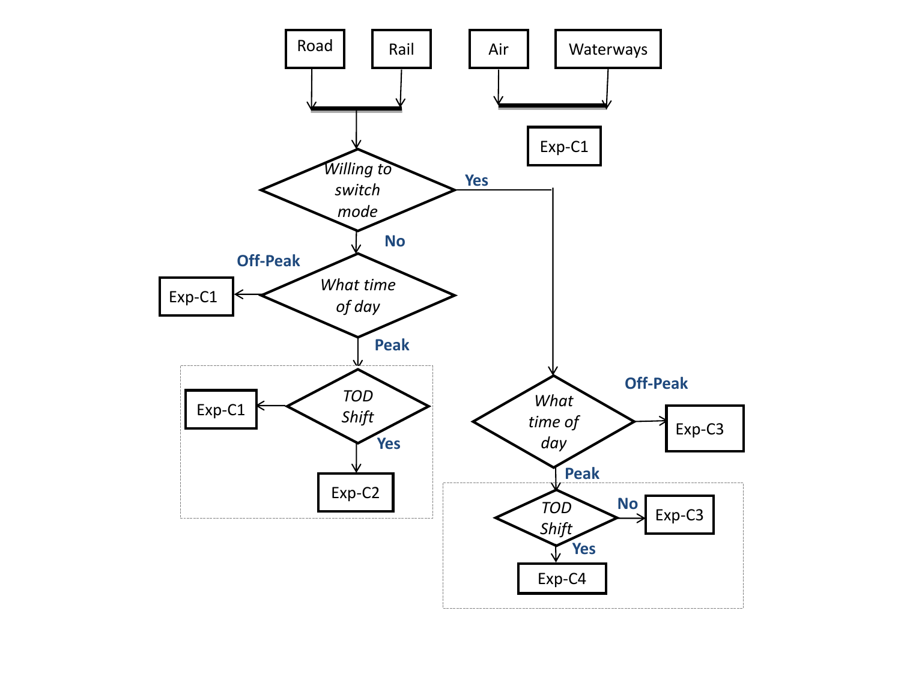Road

Rail

Air

Waterways

Exp-C1

Willing to switch mode

Yes

No

Off-Peak

Exp-C1

What time of day

Peak

Exp-C1

TOD Shift

Yes

Exp-C2

Off-Peak

What time of day

Exp-C3

Peak

TOD Shift

No

Exp-C3

Yes

Exp-C4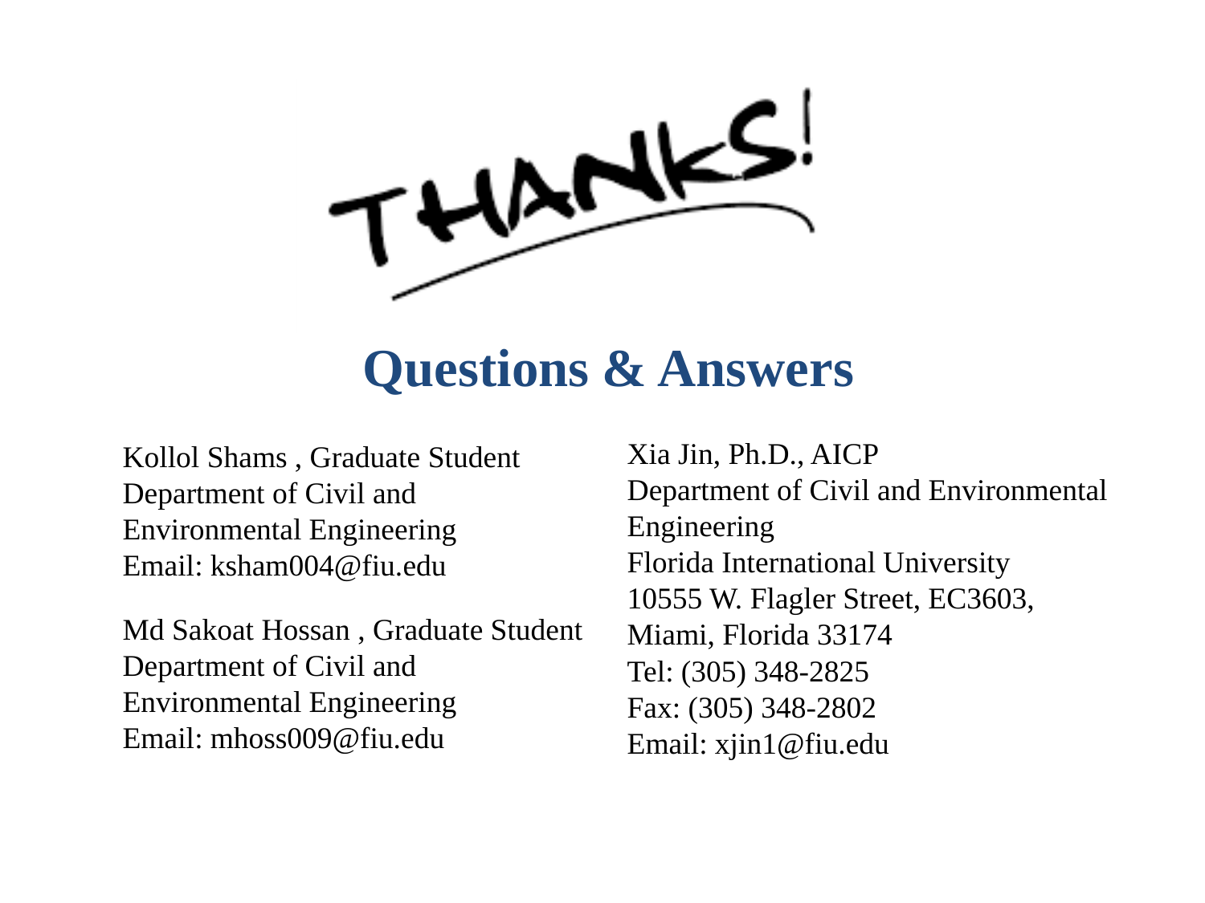THANKS!

## Questions & Answers

Kollol Shams , Graduate Student
Department of Civil and
Environmental Engineering
Email: ksham004@fiu.edu

Md Sakoat Hossan , Graduate Student
Department of Civil and
Environmental Engineering
Email: mhoss009@fiu.edu

Xia Jin, Ph.D., AICP
Department of Civil and Environmental
Engineering
Florida International University
10555 W. Flagler Street, EC3603,
Miami, Florida 33174
Tel: (305) 348-2825
Fax: (305) 348-2802
Email: xjin1@fiu.edu